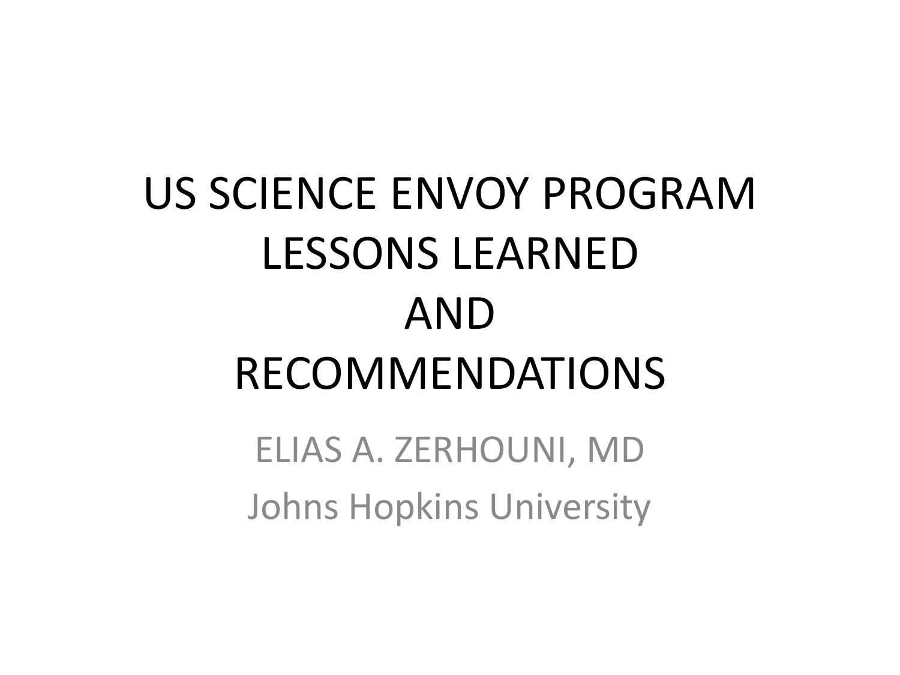# US SCIENCE ENVOY PROGRAM LESSONS LEARNED AND RECOMMENDATIONS

ELIAS A. ZERHOUNI, MD

Johns Hopkins University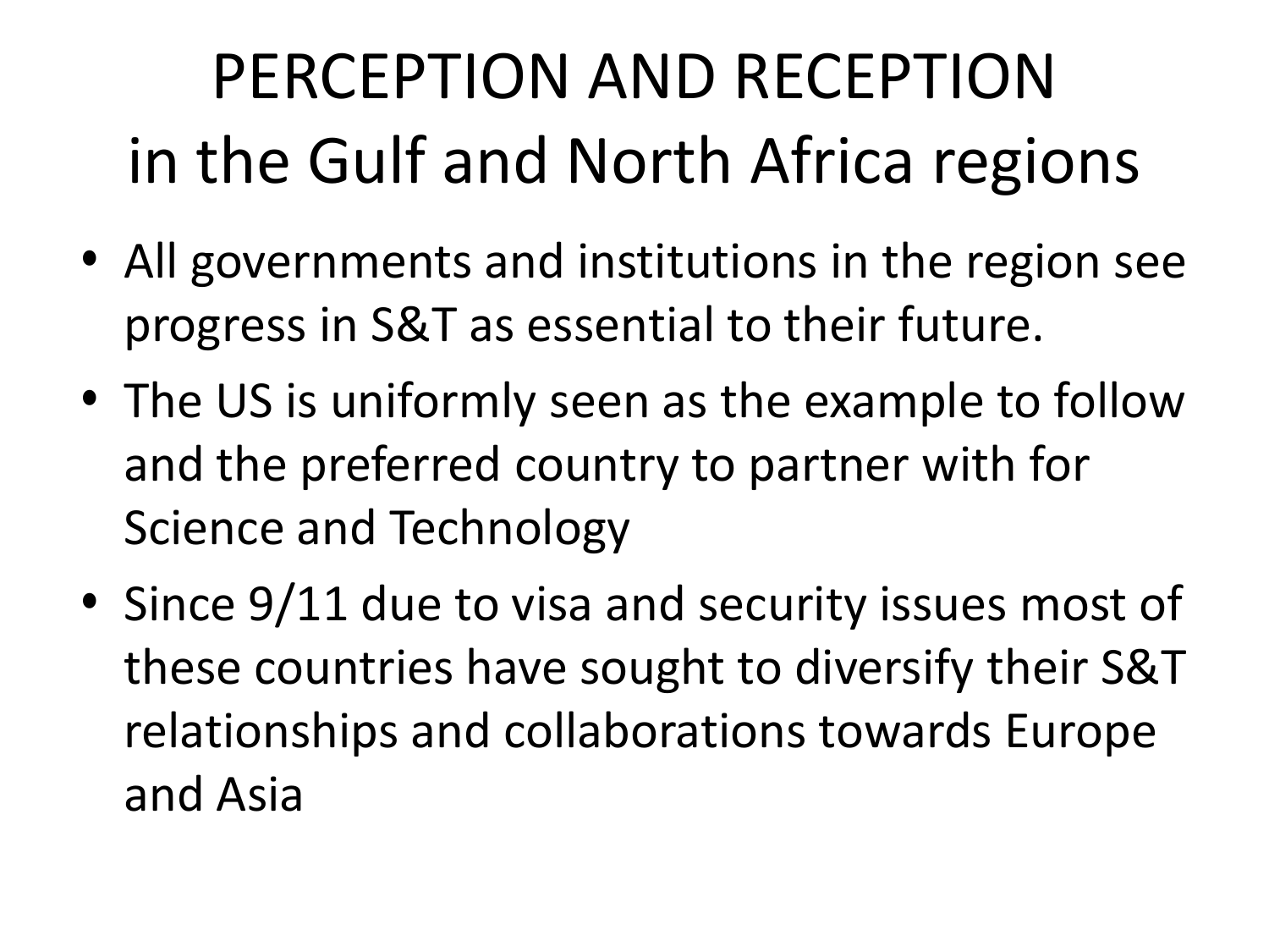# PERCEPTION AND RECEPTION in the Gulf and North Africa regions

- All governments and institutions in the region see progress in S&T as essential to their future.
- The US is uniformly seen as the example to follow and the preferred country to partner with for Science and Technology
- Since 9/11 due to visa and security issues most of these countries have sought to diversify their S&T relationships and collaborations towards Europe and Asia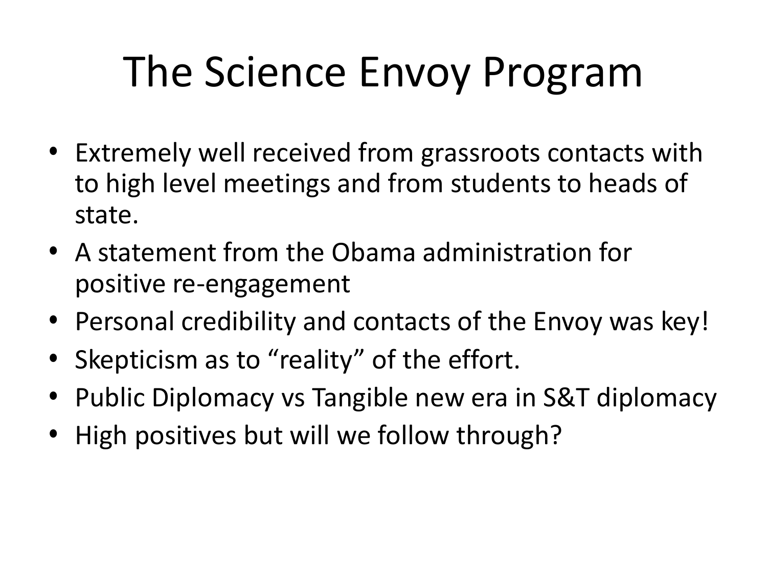# The Science Envoy Program

- Extremely well received from grassroots contacts with to high level meetings and from students to heads of state.
- A statement from the Obama administration for positive re-engagement
- Personal credibility and contacts of the Envoy was key!
- Skepticism as to "reality" of the effort.
- Public Diplomacy vs Tangible new era in S&T diplomacy
- High positives but will we follow through?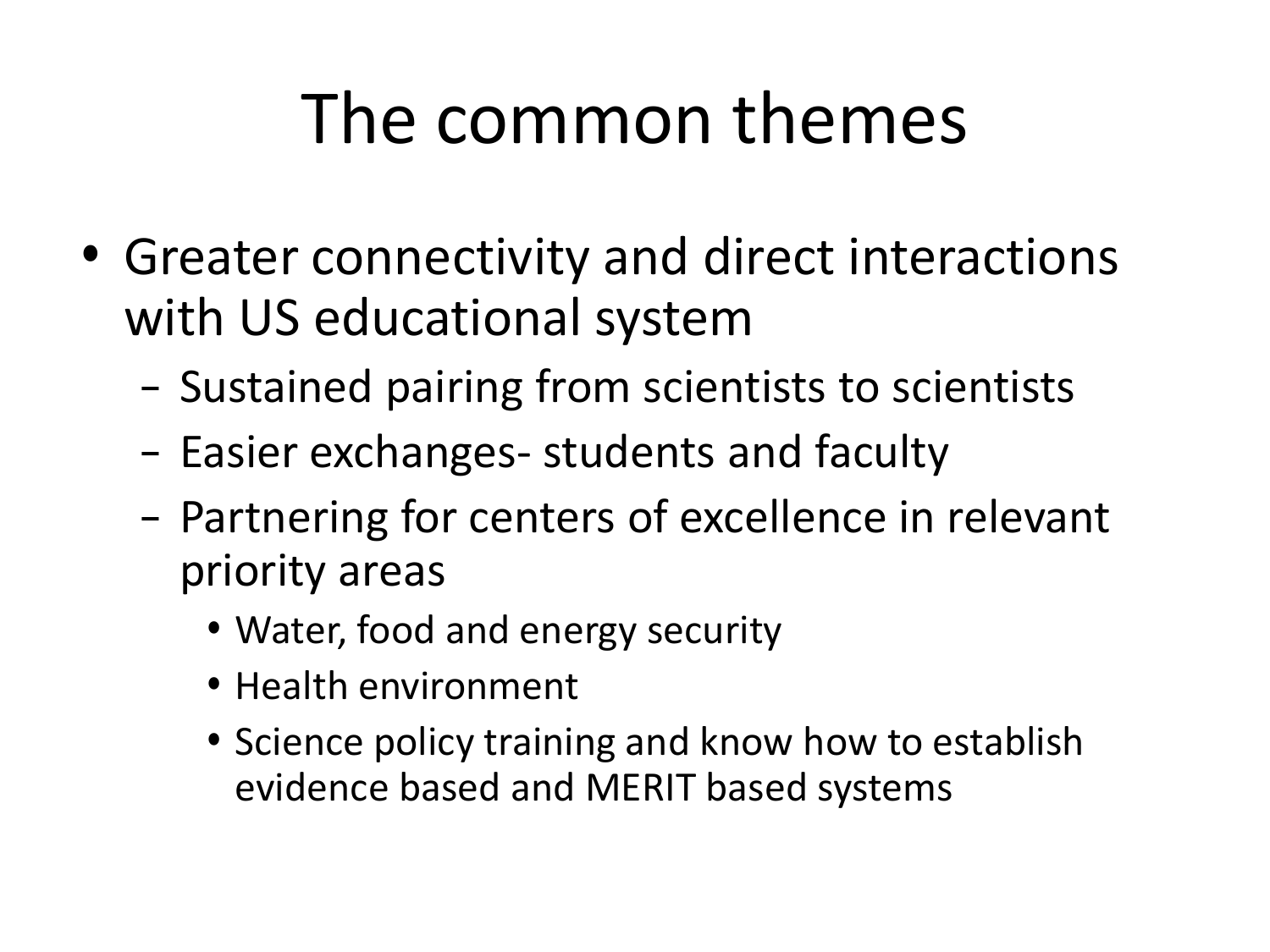# The common themes

- Greater connectivity and direct interactions with US educational system
  - Sustained pairing from scientists to scientists
  - Easier exchanges- students and faculty
  - Partnering for centers of excellence in relevant priority areas
    - Water, food and energy security
    - Health environment
    - Science policy training and know how to establish evidence based and MERIT based systems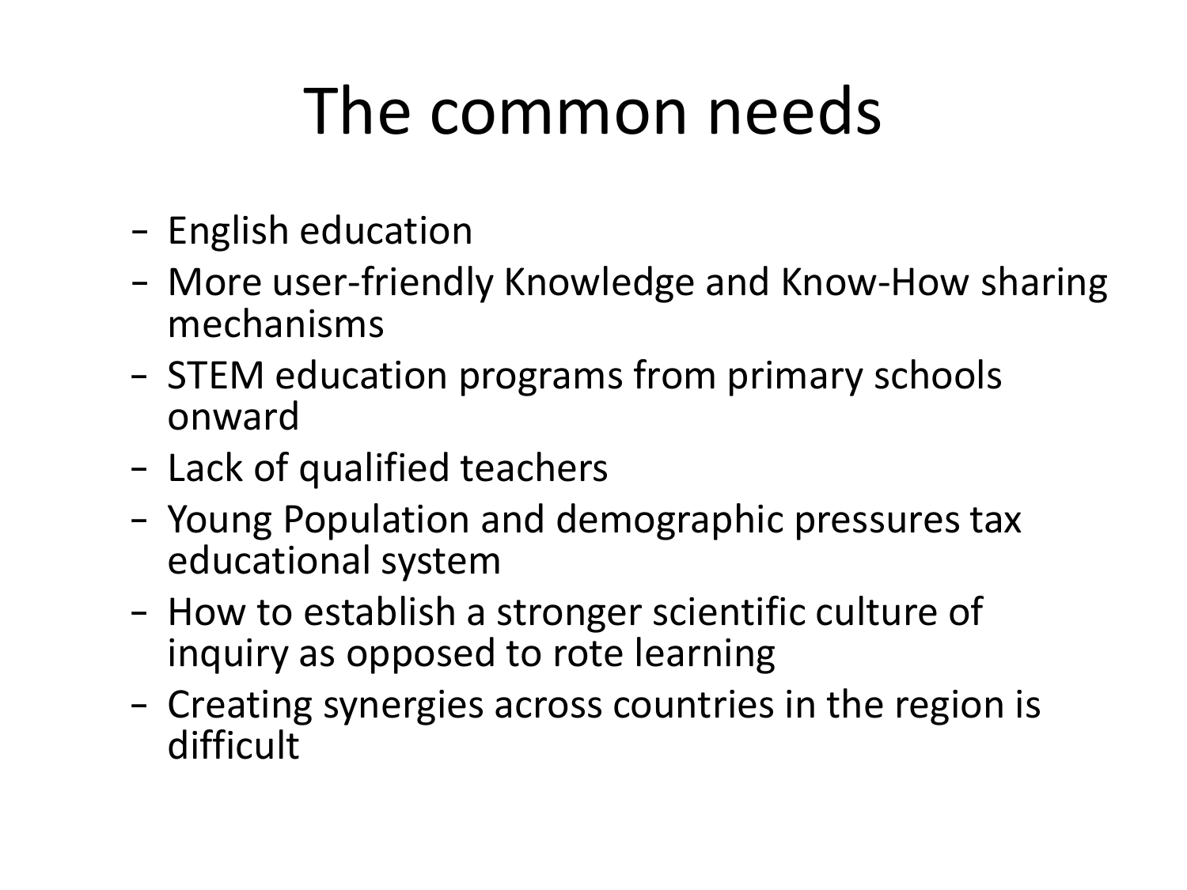# The common needs

- English education
- More user-friendly Knowledge and Know-How sharing mechanisms
- STEM education programs from primary schools onward
- Lack of qualified teachers
- Young Population and demographic pressures tax educational system
- How to establish a stronger scientific culture of inquiry as opposed to rote learning
- Creating synergies across countries in the region is difficult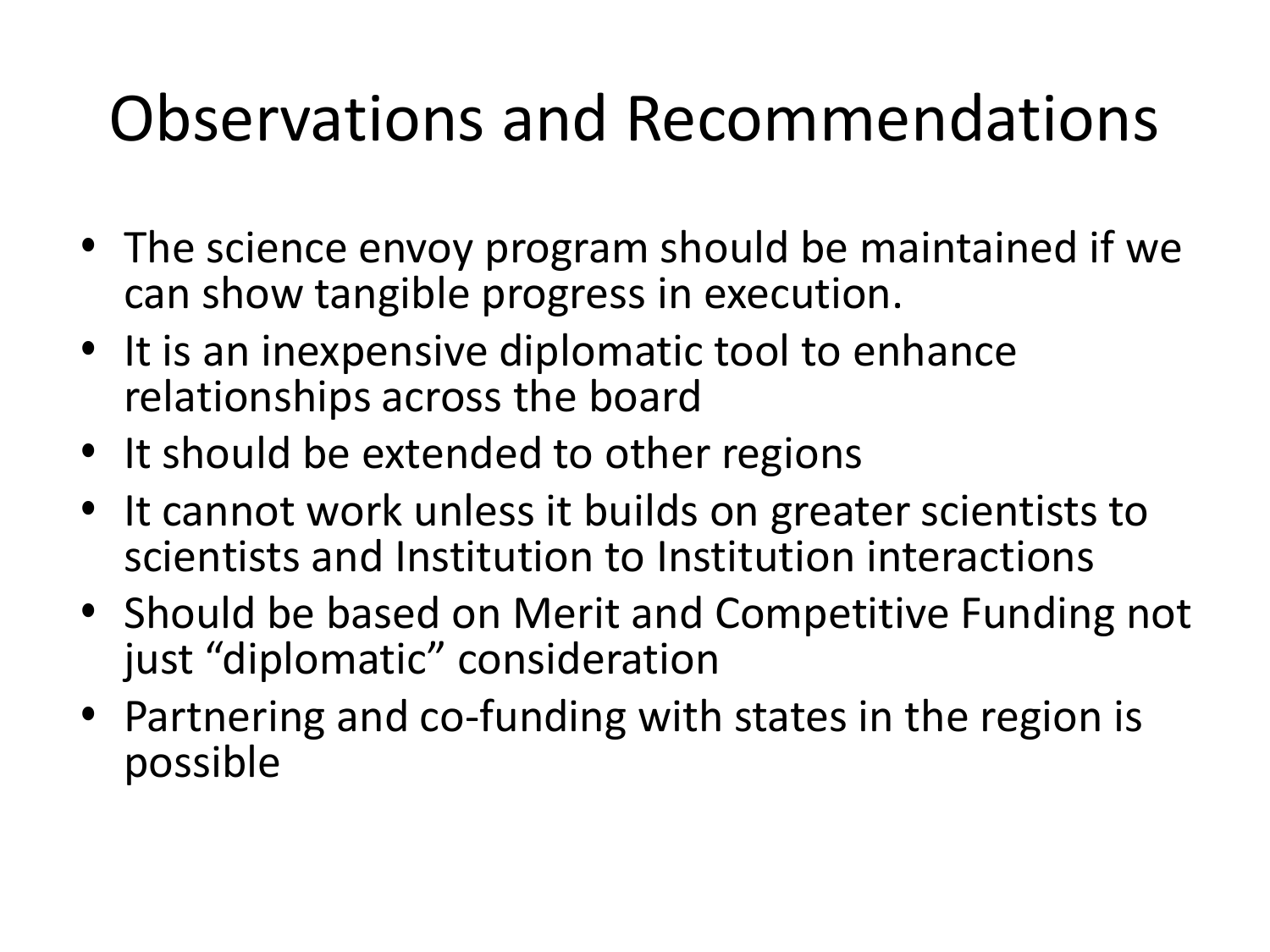# Observations and Recommendations

- The science envoy program should be maintained if we can show tangible progress in execution.
- It is an inexpensive diplomatic tool to enhance relationships across the board
- It should be extended to other regions
- It cannot work unless it builds on greater scientists to scientists and Institution to Institution interactions
- Should be based on Merit and Competitive Funding not just "diplomatic" consideration
- Partnering and co-funding with states in the region is possible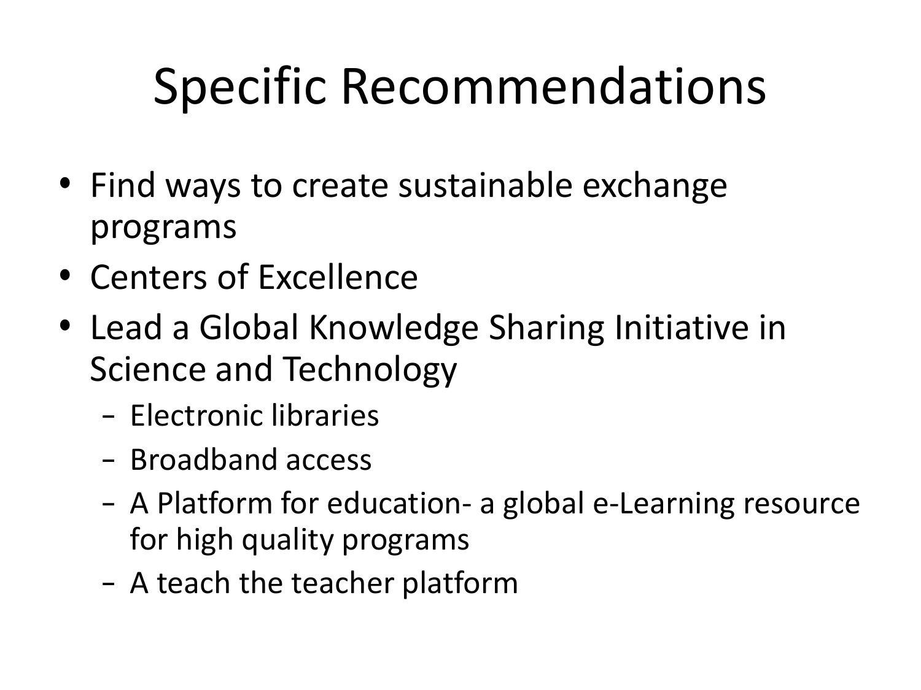# Specific Recommendations

- Find ways to create sustainable exchange programs
- Centers of Excellence
- Lead a Global Knowledge Sharing Initiative in Science and Technology
  - Electronic libraries
  - Broadband access
  - A Platform for education- a global e-Learning resource for high quality programs
  - A teach the teacher platform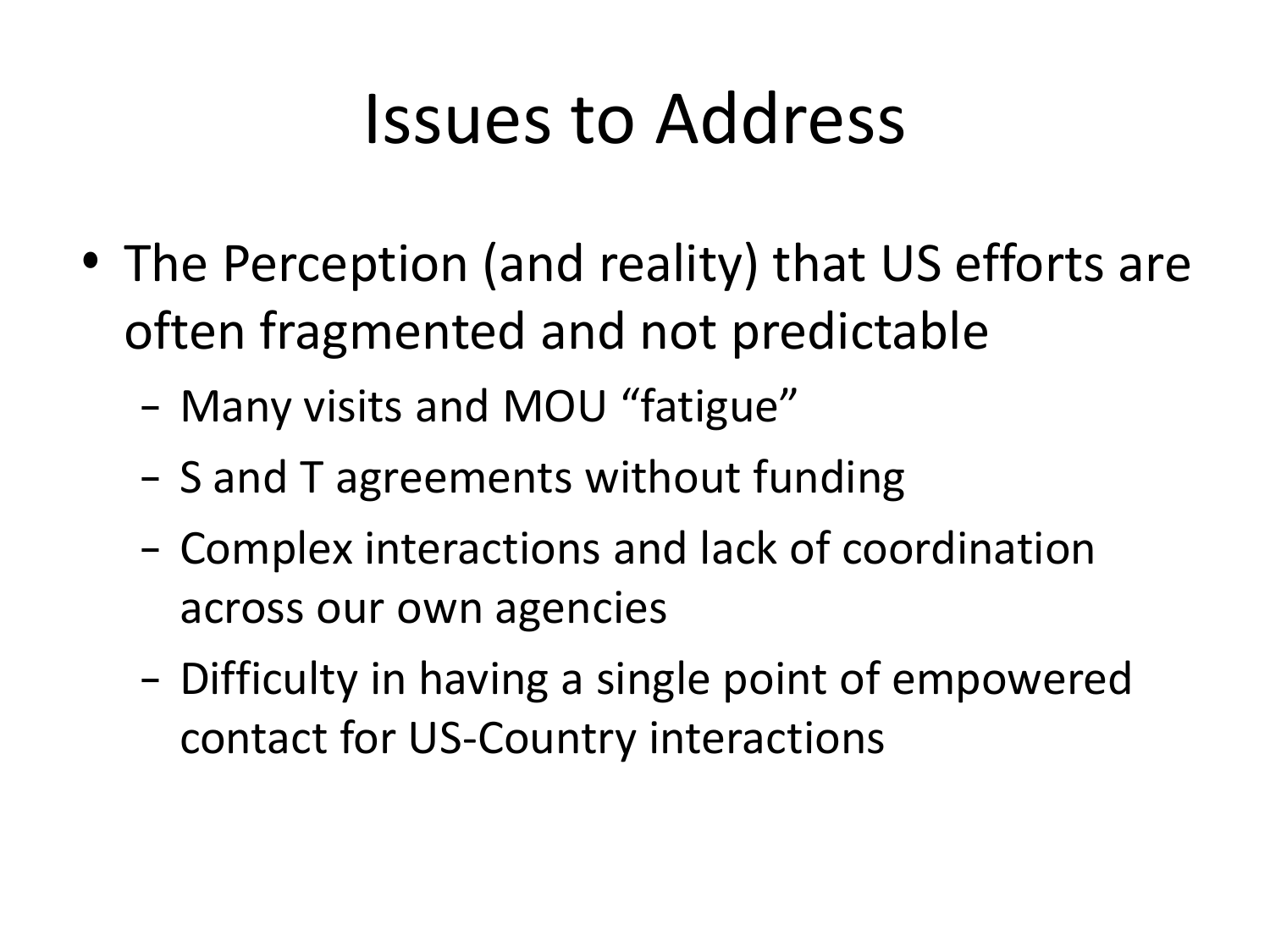# Issues to Address

- The Perception (and reality) that US efforts are often fragmented and not predictable
  - Many visits and MOU "fatigue"
  - S and T agreements without funding
  - Complex interactions and lack of coordination across our own agencies
  - Difficulty in having a single point of empowered contact for US-Country interactions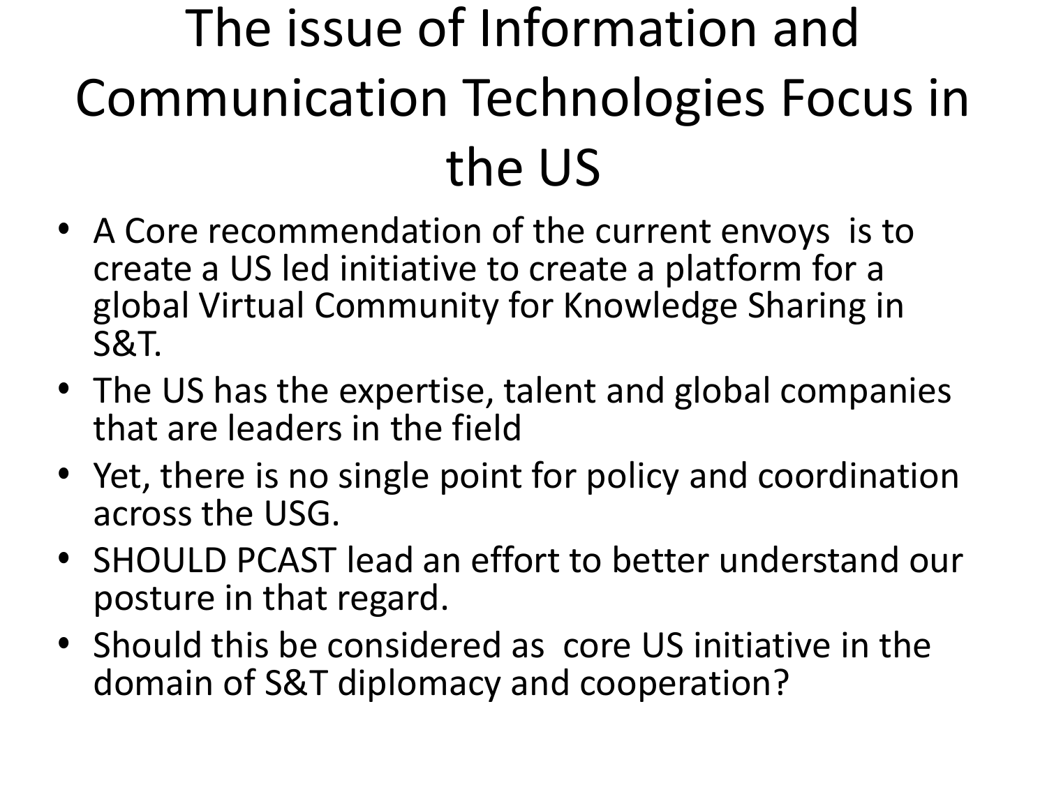# The issue of Information and Communication Technologies Focus in the US

- A Core recommendation of the current envoys is to create a US led initiative to create a platform for a global Virtual Community for Knowledge Sharing in S&T.
- The US has the expertise, talent and global companies that are leaders in the field
- Yet, there is no single point for policy and coordination across the USG.
- SHOULD PCAST lead an effort to better understand our posture in that regard.
- Should this be considered as core US initiative in the domain of S&T diplomacy and cooperation?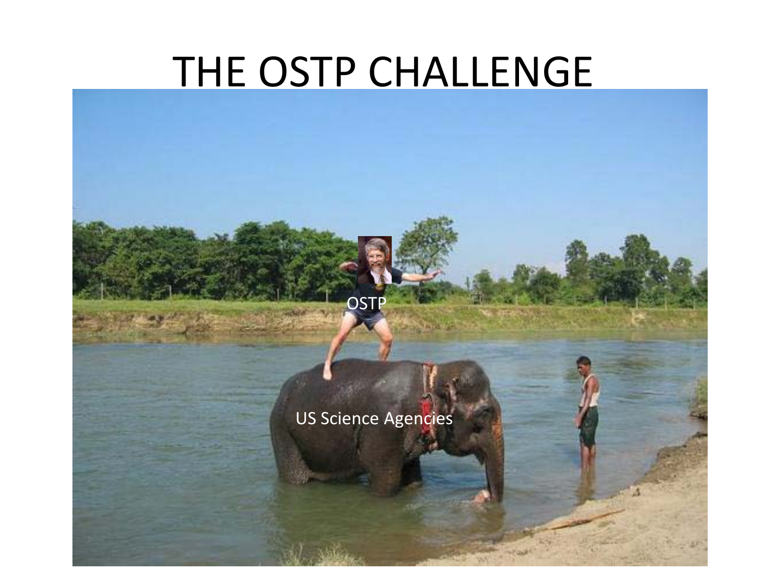# THE OSTP CHALLENGE

OSTP

US Science Agencies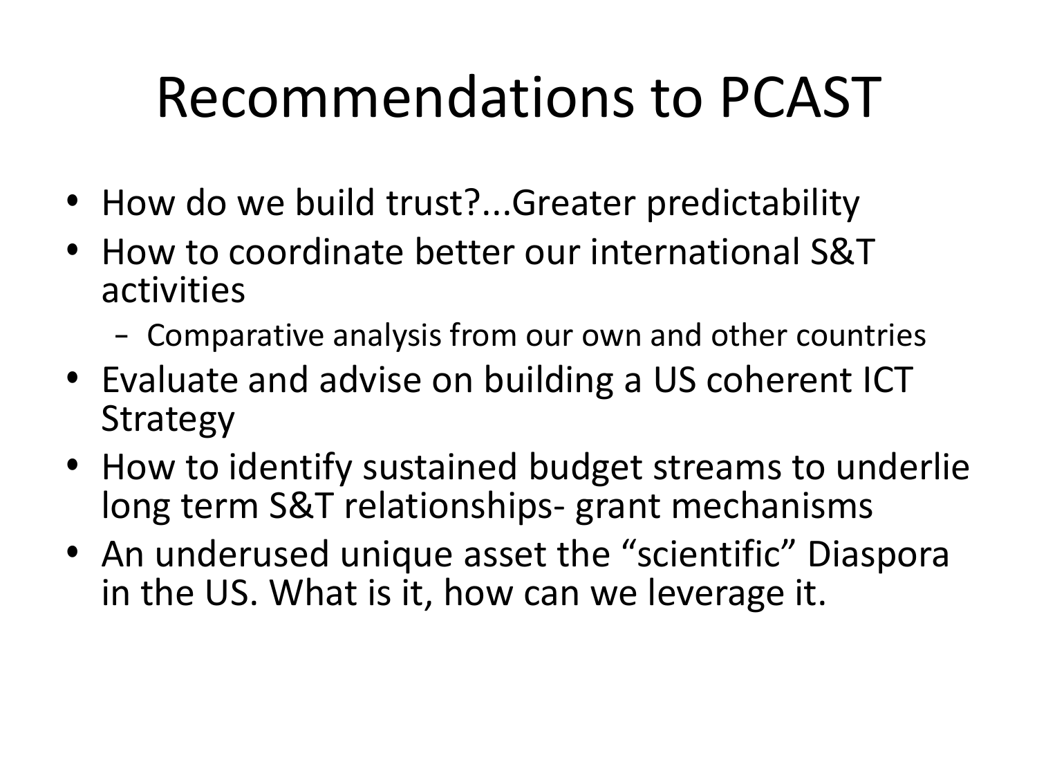# Recommendations to PCAST

- How do we build trust?...Greater predictability
- How to coordinate better our international S&T activities
  - Comparative analysis from our own and other countries
- Evaluate and advise on building a US coherent ICT Strategy
- How to identify sustained budget streams to underlie long term S&T relationships- grant mechanisms
- An underused unique asset the "scientific" Diaspora in the US. What is it, how can we leverage it.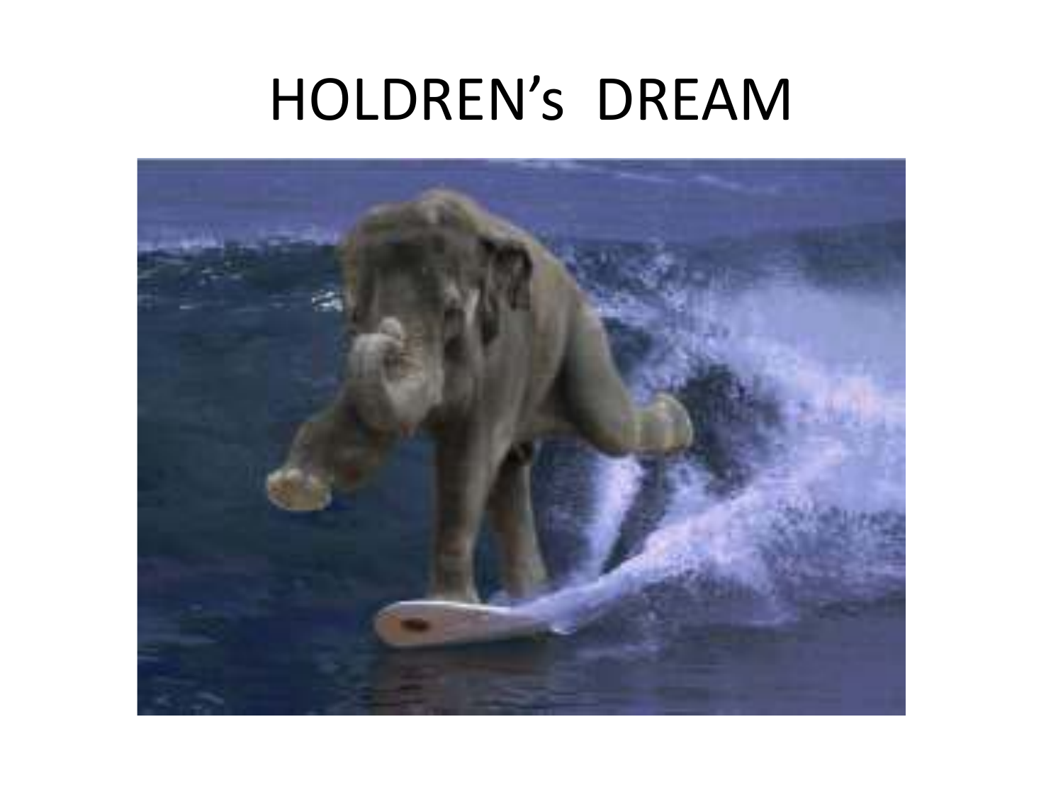# HOLDREN's DREAM